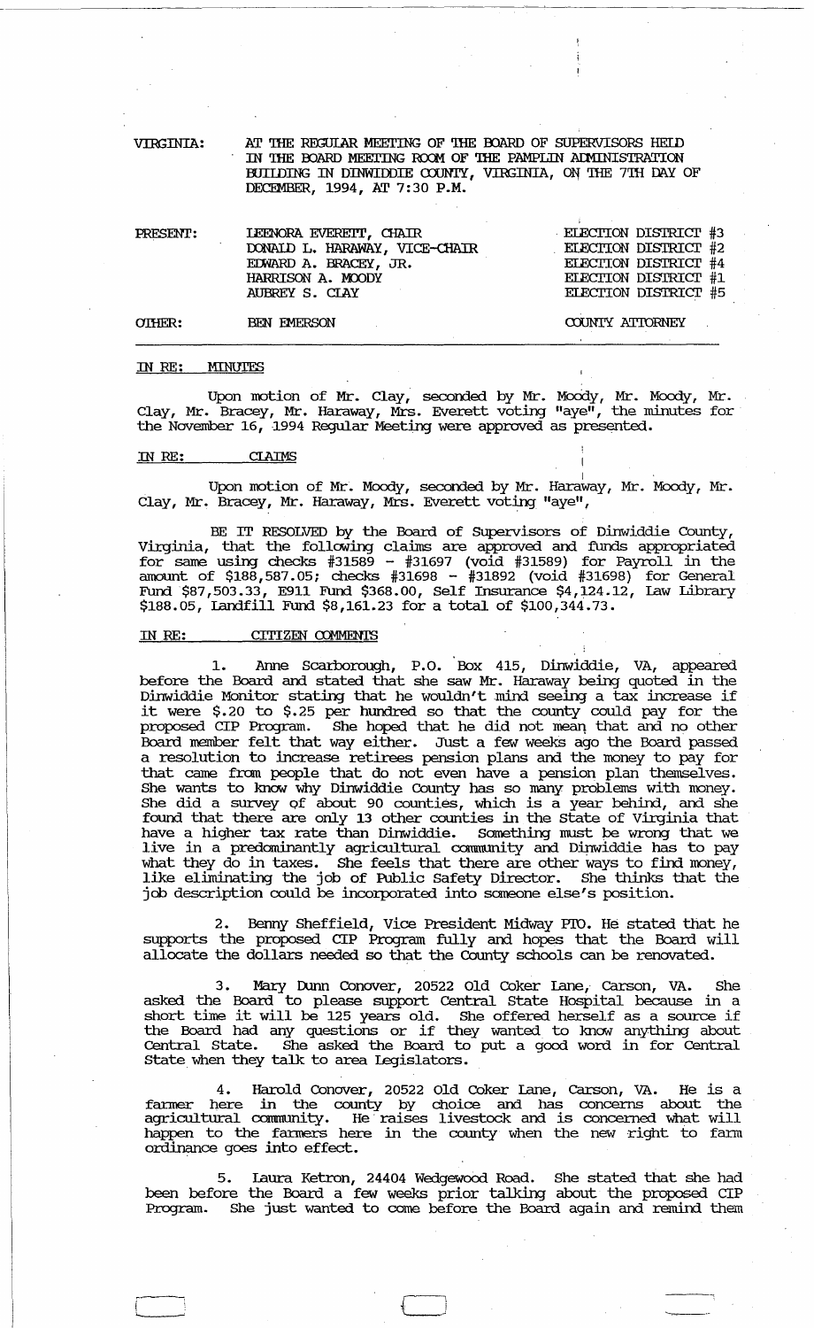VIRGINIA: AT THE REGULAR MEETING OF THE BOARD OF SUPERVISORS HELD IN THE BOARD MEETING ROOM OF THE PAMPLIN ADMINISTRATION BUILDING IN DINWIDDIE COUNTY, VIRGINIA, ON THE 7TH DAY OF DECEMBER, 1994, AT 7:30 P.M.

| | | |
|---|---|---|
| PRESENT: | LEENORA EVERETT, CHAIR | ELECTION DISTRICT #3 |
| | DONALD L. HARAWAY, VICE-CHAIR | ELECTION DISTRICT #2 |
| | EDWARD A. BRACEY, JR. | ELECTION DISTRICT #4 |
| | HARRISON A. MOODY | ELECTION DISTRICT #1 |
| | AUBREY S. CLAY | ELECTION DISTRICT #5 |
| OTHER: | BEN EMERSON | COUNTY ATTORNEY |

IN RE: MINUTES

Upon motion of Mr. Clay, seconded by Mr. Moody, Mr. Moody, Mr. Clay, Mr. Bracey, Mr. Haraway, Mrs. Everett voting "aye", the minutes for the November 16, 1994 Regular Meeting were approved as presented.

IN RE: CLAIMS

Upon motion of Mr. Moody, seconded by Mr. Haraway, Mr. Moody, Mr. Clay, Mr. Bracey, Mr. Haraway, Mrs. Everett voting "aye",

BE IT RESOLVED by the Board of Supervisors of Dinwiddie County, Virginia, that the following claims are approved and funds appropriated for same using checks #31589 - #31697 (void #31589) for Payroll in the amount of $188,587.05; checks #31698 - #31892 (void #31698) for General Fund $87,503.33, E911 Fund $368.00, Self Insurance $4,124.12, Law Library $188.05, Landfill Fund $8,161.23 for a total of $100,344.73.

IN RE: CITIZEN COMMENTS

1. Anne Scarborough, P.O. Box 415, Dinwiddie, VA, appeared before the Board and stated that she saw Mr. Haraway being quoted in the Dinwiddie Monitor stating that he wouldn't mind seeing a tax increase if it were $.20 to $.25 per hundred so that the county could pay for the proposed CIP Program. She hoped that he did not mean that and no other Board member felt that way either. Just a few weeks ago the Board passed a resolution to increase retirees pension plans and the money to pay for that came from people that do not even have a pension plan themselves. She wants to know why Dinwiddie County has so many problems with money. She did a survey of about 90 counties, which is a year behind, and she found that there are only 13 other counties in the State of Virginia that have a higher tax rate than Dinwiddie. Something must be wrong that we live in a predominantly agricultural community and Dinwiddie has to pay what they do in taxes. She feels that there are other ways to find money, like eliminating the job of Public Safety Director. She thinks that the job description could be incorporated into someone else's position.

2. Benny Sheffield, Vice President Midway PTO. He stated that he supports the proposed CIP Program fully and hopes that the Board will allocate the dollars needed so that the County schools can be renovated.

3. Mary Dunn Conover, 20522 Old Coker Lane, Carson, VA. She asked the Board to please support Central State Hospital because in a short time it will be 125 years old. She offered herself as a source if the Board had any questions or if they wanted to know anything about Central State. She asked the Board to put a good word in for Central State when they talk to area Legislators.

4. Harold Conover, 20522 Old Coker Lane, Carson, VA. He is a farmer here in the county by choice and has concerns about the agricultural community. He raises livestock and is concerned what will happen to the farmers here in the county when the new right to farm ordinance goes into effect.

5. Laura Ketron, 24404 Wedgewood Road. She stated that she had been before the Board a few weeks prior talking about the proposed CIP Program. She just wanted to come before the Board again and remind them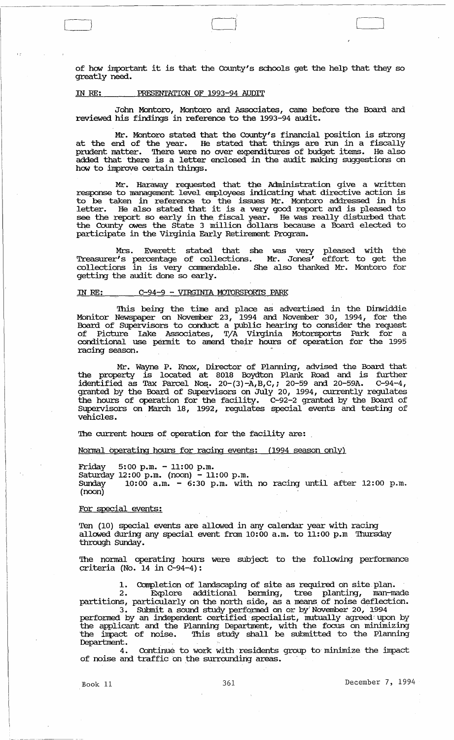of how important it is that the County's schools get the help that they so greatly need.

IN RE: PRESENTATION OF 1993-94 AUDIT

John Montoro, Montoro and Associates, came before the Board and reviewed his findings in reference to the 1993-94 audit.

Mr. Montoro stated that the County's financial position is strong at the end of the year. He stated that things are run in a fiscally prudent matter. There were no over expenditures of budget items. He also added that there is a letter enclosed in the audit making suggestions on how to improve certain things.

Mr. Haraway requested that the Administration give a written response to management level employees indicating what directive action is to be taken in reference to the issues Mr. Montoro addressed in his letter. He also stated that it is a very good report and is pleased to see the report so early in the fiscal year. He was really disturbed that the County owes the State 3 million dollars because a Board elected to participate in the Virginia Early Retirement Program.

Mrs. Everett stated that she was very pleased with the Treasurer's percentage of collections. Mr. Jones' effort to get the collections in is very commendable. She also thanked Mr. Montoro for getting the audit done so early.

IN RE: C-94-9 - VIRGINIA MOTORSPORTS PARK

This being the time and place as advertised in the Dinwiddie Monitor Newspaper on November 23, 1994 and November 30, 1994, for the Board of Supervisors to conduct a public hearing to consider the request of Picture Lake Associates, T/A Virginia Motorsports Park for a conditional use permit to amend their hours of operation for the 1995 racing season.

Mr. Wayne P. Knox, Director of Planning, advised the Board that the property is located at 8018 Boydton Plank Road and is further identified as Tax Parcel Nos. 20-(3)-A,B,C,; 20-59 and 20-59A. C-94-4, granted by the Board of Supervisors on July 20, 1994, currently regulates the hours of operation for the facility. C-92-2 granted by the Board of Supervisors on March 18, 1992, regulates special events and testing of vehicles.

The current hours of operation for the facility are:

Normal operating hours for racing events: (1994 season only)

Friday 5:00 p.m. - 11:00 p.m.
Saturday 12:00 p.m. (noon) - 11:00 p.m.
Sunday 10:00 a.m. - 6:30 p.m. with no racing until after 12:00 p.m. (noon)

For special events:

Ten (10) special events are allowed in any calendar year with racing allowed during any special event from 10:00 a.m. to 11:00 p.m Thursday through Sunday.

The normal operating hours were subject to the following performance criteria (No. 14 in C-94-4):

1. Completion of landscaping of site as required on site plan.
2. Explore additional berming, tree planting, man-made partitions, particularly on the north side, as a means of noise deflection.
3. Submit a sound study performed on or by November 20, 1994 performed by an independent certified specialist, mutually agreed upon by the applicant and the Planning Department, with the focus on minimizing the impact of noise. This study shall be submitted to the Planning Department.
4. Continue to work with residents group to minimize the impact of noise and traffic on the surrounding areas.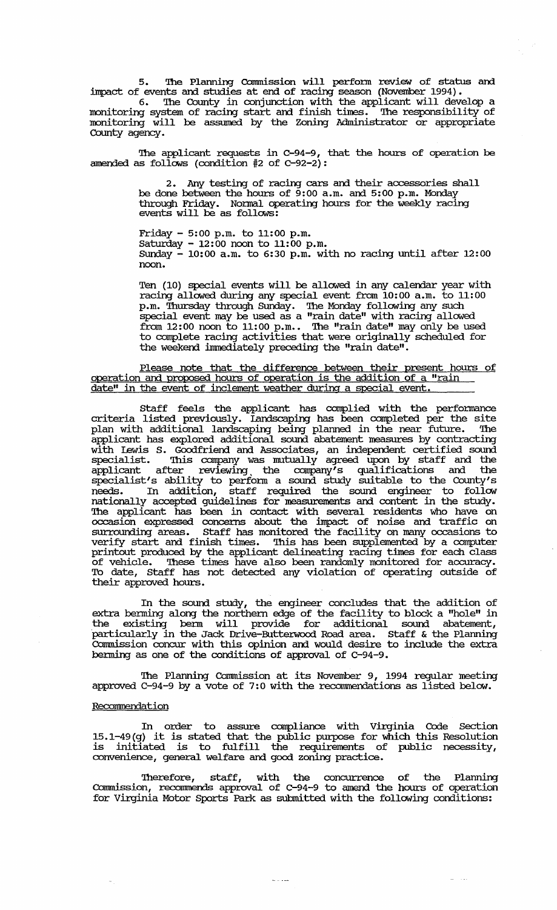5. The Planning Commission will perform review of status and impact of events and studies at end of racing season (November 1994).

6. The County in conjunction with the applicant will develop a monitoring system of racing start and finish times. The responsibility of monitoring will be assumed by the Zoning Administrator or appropriate County agency.

The applicant requests in C-94-9, that the hours of operation be amended as follows (condition #2 of C-92-2):

> 2. Any testing of racing cars and their accessories shall be done between the hours of 9:00 a.m. and 5:00 p.m. Monday through Friday. Normal operating hours for the weekly racing events will be as follows:
>
> Friday - 5:00 p.m. to 11:00 p.m.
> Saturday - 12:00 noon to 11:00 p.m.
> Sunday - 10:00 a.m. to 6:30 p.m. with no racing until after 12:00 noon.
>
> Ten (10) special events will be allowed in any calendar year with racing allowed during any special event from 10:00 a.m. to 11:00 p.m. Thursday through Sunday. The Monday following any such special event may be used as a "rain date" with racing allowed from 12:00 noon to 11:00 p.m.. The "rain date" may only be used to complete racing activities that were originally scheduled for the weekend immediately preceding the "rain date".

<u>Please note that the difference between their present hours of operation and proposed hours of operation is the addition of a "rain date" in the event of inclement weather during a special event.</u>

Staff feels the applicant has complied with the performance criteria listed previously. Landscaping has been completed per the site plan with additional landscaping being planned in the near future. The applicant has explored additional sound abatement measures by contracting with Lewis S. Goodfriend and Associates, an independent certified sound specialist. This company was mutually agreed upon by staff and the applicant after reviewing the company's qualifications and the specialist's ability to perform a sound study suitable to the County's needs. In addition, staff required the sound engineer to follow nationally accepted guidelines for measurements and content in the study. The applicant has been in contact with several residents who have on occasion expressed concerns about the impact of noise and traffic on surrounding areas. Staff has monitored the facility on many occasions to verify start and finish times. This has been supplemented by a computer printout produced by the applicant delineating racing times for each class of vehicle. These times have also been randomly monitored for accuracy. To date, Staff has not detected any violation of operating outside of their approved hours.

In the sound study, the engineer concludes that the addition of extra berming along the northern edge of the facility to block a "hole" in the existing berm will provide for additional sound abatement, particularly in the Jack Drive-Butterwood Road area. Staff & the Planning Commission concur with this opinion and would desire to include the extra berming as one of the conditions of approval of C-94-9.

The Planning Commission at its November 9, 1994 regular meeting approved C-94-9 by a vote of 7:0 with the recommendations as listed below.

<u>Recommendation</u>

In order to assure compliance with Virginia Code Section 15.1-49(g) it is stated that the public purpose for which this Resolution is initiated is to fulfill the requirements of public necessity, convenience, general welfare and good zoning practice.

Therefore, staff, with the concurrence of the Planning Commission, recommends approval of C-94-9 to amend the hours of operation for Virginia Motor Sports Park as submitted with the following conditions: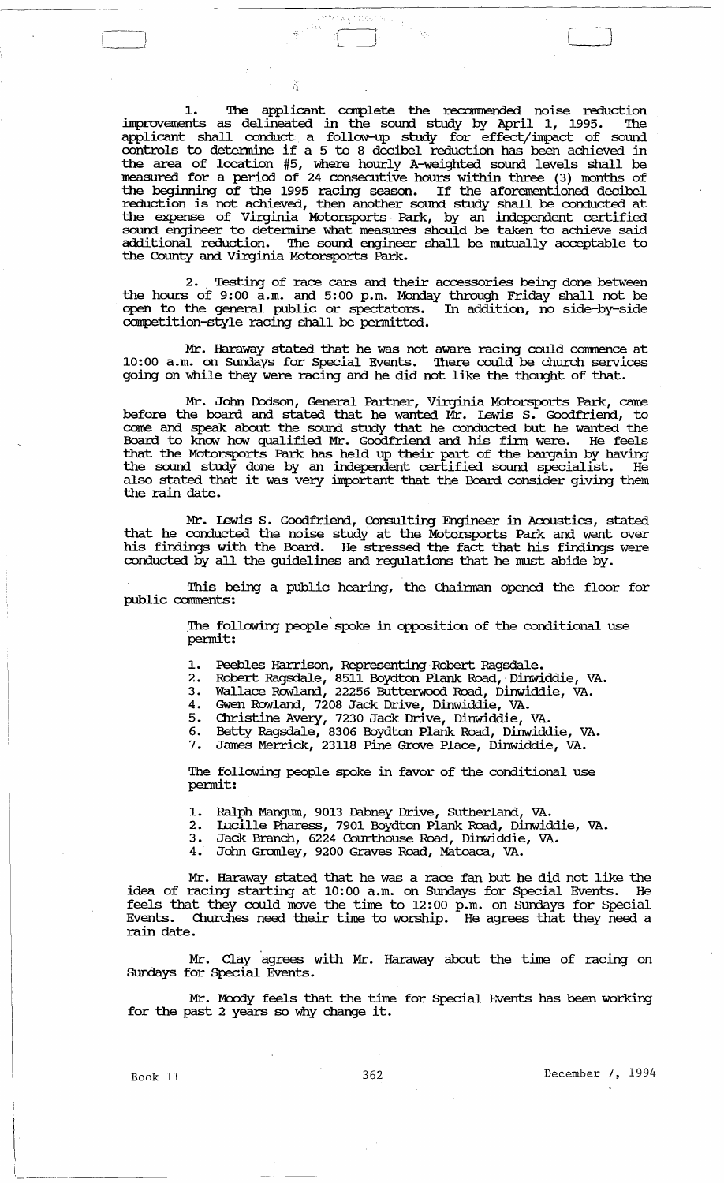1. The applicant complete the recommended noise reduction improvements as delineated in the sound study by April 1, 1995. The applicant shall conduct a follow-up study for effect/impact of sound controls to determine if a 5 to 8 decibel reduction has been achieved in the area of location #5, where hourly A-weighted sound levels shall be measured for a period of 24 consecutive hours within three (3) months of the beginning of the 1995 racing season. If the aforementioned decibel reduction is not achieved, then another sound study shall be conducted at the expense of Virginia Motorsports Park, by an independent certified sound engineer to determine what measures should be taken to achieve said additional reduction. The sound engineer shall be mutually acceptable to the County and Virginia Motorsports Park.

2. Testing of race cars and their accessories being done between the hours of 9:00 a.m. and 5:00 p.m. Monday through Friday shall not be open to the general public or spectators. In addition, no side-by-side competition-style racing shall be permitted.

Mr. Haraway stated that he was not aware racing could commence at 10:00 a.m. on Sundays for Special Events. There could be church services going on while they were racing and he did not like the thought of that.

Mr. John Dodson, General Partner, Virginia Motorsports Park, came before the board and stated that he wanted Mr. Lewis S. Goodfriend, to come and speak about the sound study that he conducted but he wanted the Board to know how qualified Mr. Goodfriend and his firm were. He feels that the Motorsports Park has held up their part of the bargain by having the sound study done by an independent certified sound specialist. He also stated that it was very important that the Board consider giving them the rain date.

Mr. Lewis S. Goodfriend, Consulting Engineer in Acoustics, stated that he conducted the noise study at the Motorsports Park and went over his findings with the Board. He stressed the fact that his findings were conducted by all the guidelines and regulations that he must abide by.

This being a public hearing, the Chairman opened the floor for public comments:

The following people spoke in opposition of the conditional use permit:

1. Peebles Harrison, Representing Robert Ragsdale.
2. Robert Ragsdale, 8511 Boydton Plank Road, Dinwiddie, VA.
3. Wallace Rowland, 22256 Butterwood Road, Dinwiddie, VA.
4. Gwen Rowland, 7208 Jack Drive, Dinwiddie, VA.
5. Christine Avery, 7230 Jack Drive, Dinwiddie, VA.
6. Betty Ragsdale, 8306 Boydton Plank Road, Dinwiddie, VA.
7. James Merrick, 23118 Pine Grove Place, Dinwiddie, VA.

The following people spoke in favor of the conditional use permit:

1. Ralph Mangum, 9013 Dabney Drive, Sutherland, VA.
2. Lucille Pharess, 7901 Boydton Plank Road, Dinwiddie, VA.
3. Jack Branch, 6224 Courthouse Road, Dinwiddie, VA.
4. John Gromley, 9200 Graves Road, Matoaca, VA.

Mr. Haraway stated that he was a race fan but he did not like the idea of racing starting at 10:00 a.m. on Sundays for Special Events. He feels that they could move the time to 12:00 p.m. on Sundays for Special Events. Churches need their time to worship. He agrees that they need a rain date.

Mr. Clay agrees with Mr. Haraway about the time of racing on Sundays for Special Events.

Mr. Moody feels that the time for Special Events has been working for the past 2 years so why change it.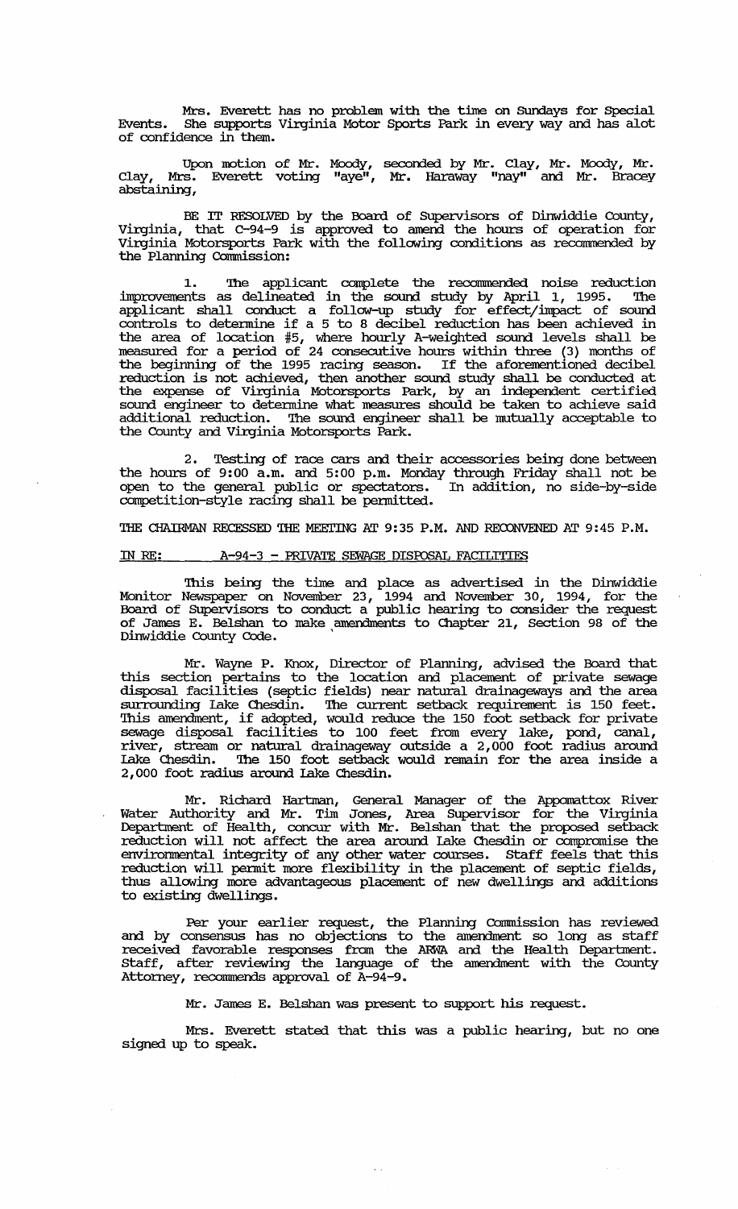Mrs. Everett has no problem with the time on Sundays for Special Events. She supports Virginia Motor Sports Park in every way and has alot of confidence in them.

Upon motion of Mr. Moody, seconded by Mr. Clay, Mr. Moody, Mr. Clay, Mrs. Everett voting "aye", Mr. Haraway "nay" and Mr. Bracey abstaining,

BE IT RESOLVED by the Board of Supervisors of Dinwiddie County, Virginia, that C-94-9 is approved to amend the hours of operation for Virginia Motorsports Park with the following conditions as recommended by the Planning Commission:

1. The applicant complete the recommended noise reduction improvements as delineated in the sound study by April 1, 1995. The applicant shall conduct a follow-up study for effect/impact of sound controls to determine if a 5 to 8 decibel reduction has been achieved in the area of location #5, where hourly A-weighted sound levels shall be measured for a period of 24 consecutive hours within three (3) months of the beginning of the 1995 racing season. If the aforementioned decibel reduction is not achieved, then another sound study shall be conducted at the expense of Virginia Motorsports Park, by an independent certified sound engineer to determine what measures should be taken to achieve said additional reduction. The sound engineer shall be mutually acceptable to the County and Virginia Motorsports Park.

2. Testing of race cars and their accessories being done between the hours of 9:00 a.m. and 5:00 p.m. Monday through Friday shall not be open to the general public or spectators. In addition, no side-by-side competition-style racing shall be permitted.

THE CHAIRMAN RECESSED THE MEETING AT 9:35 P.M. AND RECONVENED AT 9:45 P.M.

IN RE: A-94-3 - PRIVATE SEWAGE DISPOSAL FACILITIES

This being the time and place as advertised in the Dinwiddie Monitor Newspaper on November 23, 1994 and November 30, 1994, for the Board of Supervisors to conduct a public hearing to consider the request of James E. Belshan to make amendments to Chapter 21, Section 98 of the Dinwiddie County Code.

Mr. Wayne P. Knox, Director of Planning, advised the Board that this section pertains to the location and placement of private sewage disposal facilities (septic fields) near natural drainageways and the area surrounding Lake Chesdin. The current setback requirement is 150 feet. This amendment, if adopted, would reduce the 150 foot setback for private sewage disposal facilities to 100 feet from every lake, pond, canal, river, stream or natural drainageway outside a 2,000 foot radius around Lake Chesdin. The 150 foot setback would remain for the area inside a 2,000 foot radius around Lake Chesdin.

Mr. Richard Hartman, General Manager of the Appomattox River Water Authority and Mr. Tim Jones, Area Supervisor for the Virginia Department of Health, concur with Mr. Belshan that the proposed setback reduction will not affect the area around Lake Chesdin or compromise the environmental integrity of any other water courses. Staff feels that this reduction will permit more flexibility in the placement of septic fields, thus allowing more advantageous placement of new dwellings and additions to existing dwellings.

Per your earlier request, the Planning Commission has reviewed and by consensus has no objections to the amendment so long as staff received favorable responses from the ARWA and the Health Department. Staff, after reviewing the language of the amendment with the County Attorney, recommends approval of A-94-9.

Mr. James E. Belshan was present to support his request.

Mrs. Everett stated that this was a public hearing, but no one signed up to speak.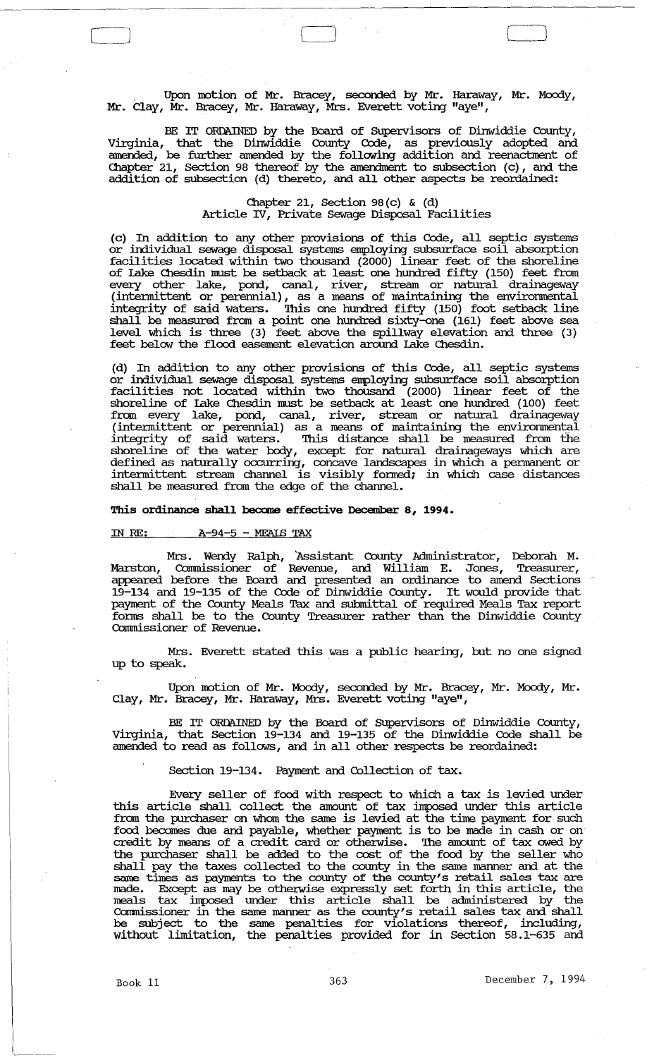Upon motion of Mr. Bracey, seconded by Mr. Haraway, Mr. Moody, Mr. Clay, Mr. Bracey, Mr. Haraway, Mrs. Everett voting "aye",

BE IT ORDAINED by the Board of Supervisors of Dinwiddie County, Virginia, that the Dinwiddie County Code, as previously adopted and amended, be further amended by the following addition and reenactment of Chapter 21, Section 98 thereof by the amendment to subsection (c), and the addition of subsection (d) thereto, and all other aspects be reordained:

Chapter 21, Section 98(c) & (d)
Article IV, Private Sewage Disposal Facilities

(c) In addition to any other provisions of this Code, all septic systems or individual sewage disposal systems employing subsurface soil absorption facilities located within two thousand (2000) linear feet of the shoreline of Lake Chesdin must be setback at least one hundred fifty (150) feet from every other lake, pond, canal, river, stream or natural drainageway (intermittent or perennial), as a means of maintaining the environmental integrity of said waters. This one hundred fifty (150) foot setback line shall be measured from a point one hundred sixty-one (161) feet above sea level which is three (3) feet above the spillway elevation and three (3) feet below the flood easement elevation around Lake Chesdin.

(d) In addition to any other provisions of this Code, all septic systems or individual sewage disposal systems employing subsurface soil absorption facilities not located within two thousand (2000) linear feet of the shoreline of Lake Chesdin must be setback at least one hundred (100) feet from every lake, pond, canal, river, stream or natural drainageway (intermittent or perennial) as a means of maintaining the environmental integrity of said waters. This distance shall be measured from the shoreline of the water body, except for natural drainageways which are defined as naturally occurring, concave landscapes in which a permanent or intermittent stream channel is visibly formed; in which case distances shall be measured from the edge of the channel.

**This ordinance shall become effective December 8, 1994.**

IN RE: A-94-5 - MEALS TAX

Mrs. Wendy Ralph, Assistant County Administrator, Deborah M. Marston, Commissioner of Revenue, and William E. Jones, Treasurer, appeared before the Board and presented an ordinance to amend Sections 19-134 and 19-135 of the Code of Dinwiddie County. It would provide that payment of the County Meals Tax and submittal of required Meals Tax report forms shall be to the County Treasurer rather than the Dinwiddie County Commissioner of Revenue.

Mrs. Everett stated this was a public hearing, but no one signed up to speak.

Upon motion of Mr. Moody, seconded by Mr. Bracey, Mr. Moody, Mr. Clay, Mr. Bracey, Mr. Haraway, Mrs. Everett voting "aye",

BE IT ORDAINED by the Board of Supervisors of Dinwiddie County, Virginia, that Section 19-134 and 19-135 of the Dinwiddie Code shall be amended to read as follows, and in all other respects be reordained:

Section 19-134. Payment and Collection of tax.

Every seller of food with respect to which a tax is levied under this article shall collect the amount of tax imposed under this article from the purchaser on whom the same is levied at the time payment for such food becomes due and payable, whether payment is to be made in cash or on credit by means of a credit card or otherwise. The amount of tax owed by the purchaser shall be added to the cost of the food by the seller who shall pay the taxes collected to the county in the same manner and at the same times as payments to the county of the county's retail sales tax are made. Except as may be otherwise expressly set forth in this article, the meals tax imposed under this article shall be administered by the Commissioner in the same manner as the county's retail sales tax and shall be subject to the same penalties for violations thereof, including, without limitation, the penalties provided for in Section 58.1-635 and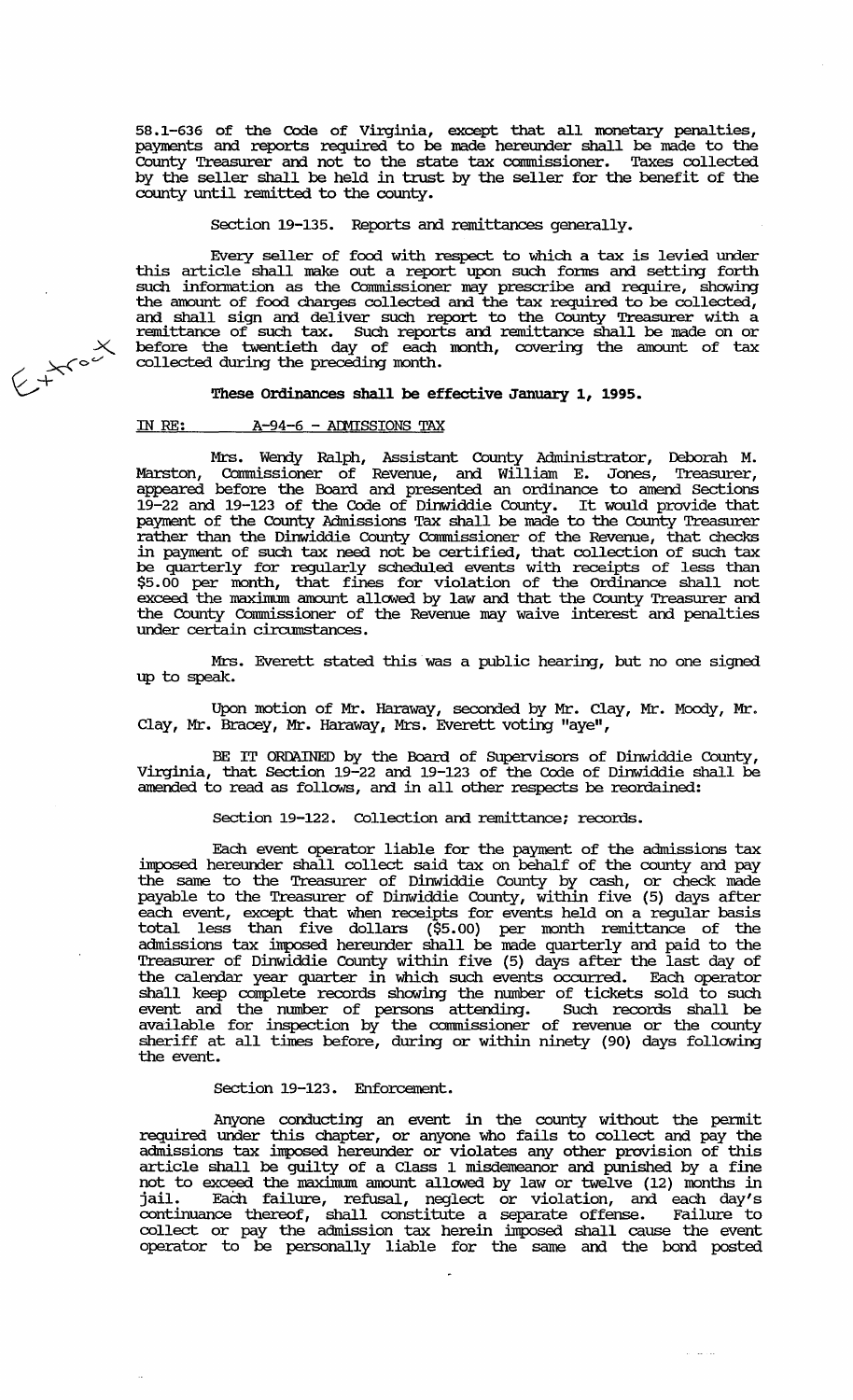58.1-636 of the Code of Virginia, except that all monetary penalties, payments and reports required to be made hereunder shall be made to the County Treasurer and not to the state tax commissioner. Taxes collected by the seller shall be held in trust by the seller for the benefit of the county until remitted to the county.

Section 19-135. Reports and remittances generally.

Every seller of food with respect to which a tax is levied under this article shall make out a report upon such forms and setting forth such information as the Commissioner may prescribe and require, showing the amount of food charges collected and the tax required to be collected, and shall sign and deliver such report to the County Treasurer with a remittance of such tax. Such reports and remittance shall be made on or before the twentieth day of each month, covering the amount of tax collected during the preceding month.

**These Ordinances shall be effective January 1, 1995.**

IN RE: A-94-6 - ADMISSIONS TAX

Mrs. Wendy Ralph, Assistant County Administrator, Deborah M. Marston, Commissioner of Revenue, and William E. Jones, Treasurer, appeared before the Board and presented an ordinance to amend Sections 19-22 and 19-123 of the Code of Dinwiddie County. It would provide that payment of the County Admissions Tax shall be made to the County Treasurer rather than the Dinwiddie County Commissioner of the Revenue, that checks in payment of such tax need not be certified, that collection of such tax be quarterly for regularly scheduled events with receipts of less than $5.00 per month, that fines for violation of the Ordinance shall not exceed the maximum amount allowed by law and that the County Treasurer and the County Commissioner of the Revenue may waive interest and penalties under certain circumstances.

Mrs. Everett stated this was a public hearing, but no one signed up to speak.

Upon motion of Mr. Haraway, seconded by Mr. Clay, Mr. Moody, Mr. Clay, Mr. Bracey, Mr. Haraway, Mrs. Everett voting "aye",

BE IT ORDAINED by the Board of Supervisors of Dinwiddie County, Virginia, that Section 19-22 and 19-123 of the Code of Dinwiddie shall be amended to read as follows, and in all other respects be reordained:

Section 19-122. Collection and remittance; records.

Each event operator liable for the payment of the admissions tax imposed hereunder shall collect said tax on behalf of the county and pay the same to the Treasurer of Dinwiddie County by cash, or check made payable to the Treasurer of Dinwiddie County, within five (5) days after each event, except that when receipts for events held on a regular basis total less than five dollars ($5.00) per month remittance of the admissions tax imposed hereunder shall be made quarterly and paid to the Treasurer of Dinwiddie County within five (5) days after the last day of the calendar year quarter in which such events occurred. Each operator shall keep complete records showing the number of tickets sold to such event and the number of persons attending. Such records shall be available for inspection by the commissioner of revenue or the county sheriff at all times before, during or within ninety (90) days following the event.

Section 19-123. Enforcement.

Anyone conducting an event in the county without the permit required under this chapter, or anyone who fails to collect and pay the admissions tax imposed hereunder or violates any other provision of this article shall be guilty of a Class 1 misdemeanor and punished by a fine not to exceed the maximum amount allowed by law or twelve (12) months in jail. Each failure, refusal, neglect or violation, and each day's continuance thereof, shall constitute a separate offense. Failure to collect or pay the admission tax herein imposed shall cause the event operator to be personally liable for the same and the bond posted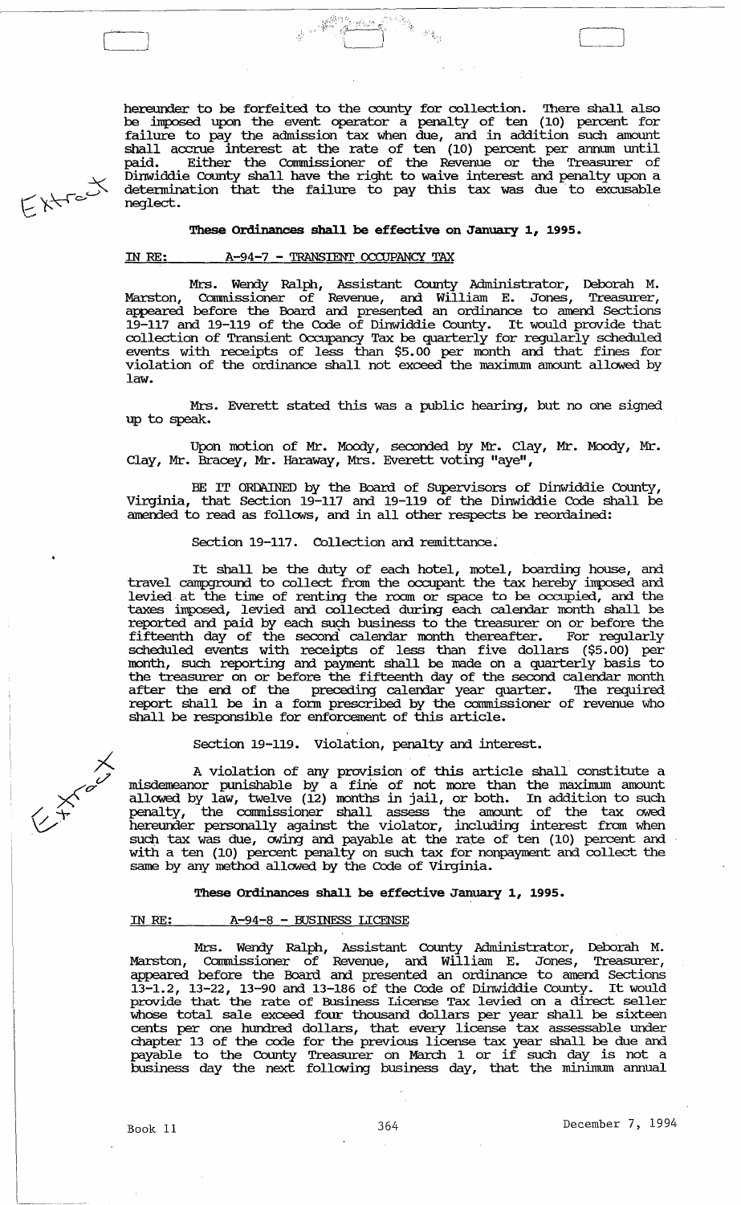hereunder to be forfeited to the county for collection. There shall also be imposed upon the event operator a penalty of ten (10) percent for failure to pay the admission tax when due, and in addition such amount shall accrue interest at the rate of ten (10) percent per annum until paid. Either the Commissioner of the Revenue or the Treasurer of Dinwiddie County shall have the right to waive interest and penalty upon a determination that the failure to pay this tax was due to excusable neglect.

**These Ordinances shall be effective on January 1, 1995.**

IN RE: A-94-7 - TRANSIENT OCCUPANCY TAX

Mrs. Wendy Ralph, Assistant County Administrator, Deborah M. Marston, Commissioner of Revenue, and William E. Jones, Treasurer, appeared before the Board and presented an ordinance to amend Sections 19-117 and 19-119 of the Code of Dinwiddie County. It would provide that collection of Transient Occupancy Tax be quarterly for regularly scheduled events with receipts of less than $5.00 per month and that fines for violation of the ordinance shall not exceed the maximum amount allowed by law.

Mrs. Everett stated this was a public hearing, but no one signed up to speak.

Upon motion of Mr. Moody, seconded by Mr. Clay, Mr. Moody, Mr. Clay, Mr. Bracey, Mr. Haraway, Mrs. Everett voting "aye",

BE IT ORDAINED by the Board of Supervisors of Dinwiddie County, Virginia, that Section 19-117 and 19-119 of the Dinwiddie Code shall be amended to read as follows, and in all other respects be reordained:

Section 19-117. Collection and remittance.

It shall be the duty of each hotel, motel, boarding house, and travel campground to collect from the occupant the tax hereby imposed and levied at the time of renting the room or space to be occupied, and the taxes imposed, levied and collected during each calendar month shall be reported and paid by each such business to the treasurer on or before the fifteenth day of the second calendar month thereafter. For regularly scheduled events with receipts of less than five dollars ($5.00) per month, such reporting and payment shall be made on a quarterly basis to the treasurer on or before the fifteenth day of the second calendar month after the end of the preceding calendar year quarter. The required report shall be in a form prescribed by the commissioner of revenue who shall be responsible for enforcement of this article.

Section 19-119. Violation, penalty and interest.

A violation of any provision of this article shall constitute a misdemeanor punishable by a fine of not more than the maximum amount allowed by law, twelve (12) months in jail, or both. In addition to such penalty, the commissioner shall assess the amount of the tax owed hereunder personally against the violator, including interest from when such tax was due, owing and payable at the rate of ten (10) percent and with a ten (10) percent penalty on such tax for nonpayment and collect the same by any method allowed by the Code of Virginia.

**These Ordinances shall be effective January 1, 1995.**

IN RE: A-94-8 - BUSINESS LICENSE

Mrs. Wendy Ralph, Assistant County Administrator, Deborah M. Marston, Commissioner of Revenue, and William E. Jones, Treasurer, appeared before the Board and presented an ordinance to amend Sections 13-1.2, 13-22, 13-90 and 13-186 of the Code of Dinwiddie County. It would provide that the rate of Business License Tax levied on a direct seller whose total sale exceed four thousand dollars per year shall be sixteen cents per one hundred dollars, that every license tax assessable under chapter 13 of the code for the previous license tax year shall be due and payable to the County Treasurer on March 1 or if such day is not a business day the next following business day, that the minimum annual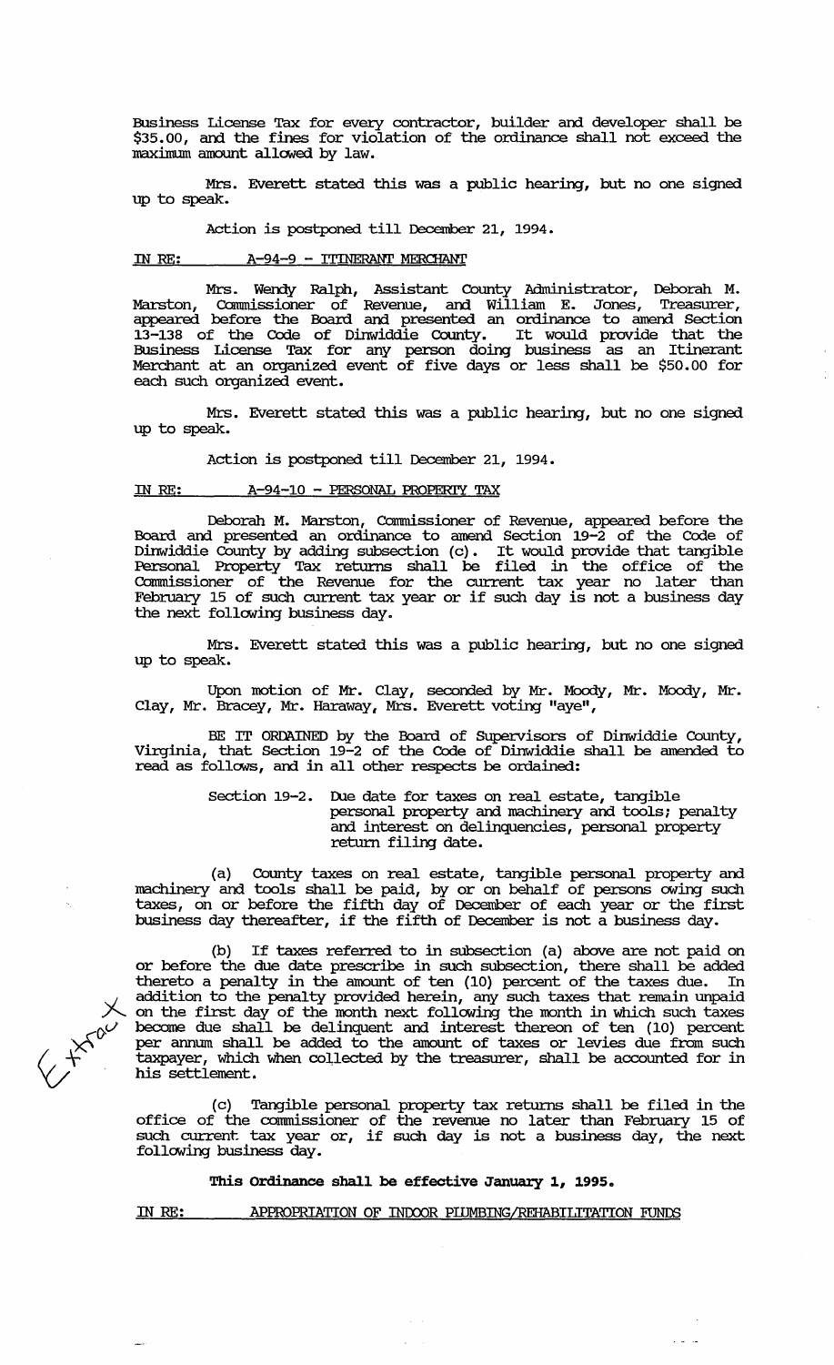Business License Tax for every contractor, builder and developer shall be $35.00, and the fines for violation of the ordinance shall not exceed the maximum amount allowed by law.

Mrs. Everett stated this was a public hearing, but no one signed up to speak.

Action is postponed till December 21, 1994.

IN RE: A-94-9 - ITINERANT MERCHANT

Mrs. Wendy Ralph, Assistant County Administrator, Deborah M. Marston, Commissioner of Revenue, and William E. Jones, Treasurer, appeared before the Board and presented an ordinance to amend Section 13-138 of the Code of Dinwiddie County. It would provide that the Business License Tax for any person doing business as an Itinerant Merchant at an organized event of five days or less shall be $50.00 for each such organized event.

Mrs. Everett stated this was a public hearing, but no one signed up to speak.

Action is postponed till December 21, 1994.

IN RE: A-94-10 - PERSONAL PROPERTY TAX

Deborah M. Marston, Commissioner of Revenue, appeared before the Board and presented an ordinance to amend Section 19-2 of the Code of Dinwiddie County by adding subsection (c). It would provide that tangible Personal Property Tax returns shall be filed in the office of the Commissioner of the Revenue for the current tax year no later than February 15 of such current tax year or if such day is not a business day the next following business day.

Mrs. Everett stated this was a public hearing, but no one signed up to speak.

Upon motion of Mr. Clay, seconded by Mr. Moody, Mr. Moody, Mr. Clay, Mr. Bracey, Mr. Haraway, Mrs. Everett voting "aye",

BE IT ORDAINED by the Board of Supervisors of Dinwiddie County, Virginia, that Section 19-2 of the Code of Dinwiddie shall be amended to read as follows, and in all other respects be ordained:

Section 19-2. Due date for taxes on real estate, tangible personal property and machinery and tools; penalty and interest on delinquencies, personal property return filing date.

(a) County taxes on real estate, tangible personal property and machinery and tools shall be paid, by or on behalf of persons owing such taxes, on or before the fifth day of December of each year or the first business day thereafter, if the fifth of December is not a business day.

(b) If taxes referred to in subsection (a) above are not paid on or before the due date prescribe in such subsection, there shall be added thereto a penalty in the amount of ten (10) percent of the taxes due. In addition to the penalty provided herein, any such taxes that remain unpaid on the first day of the month next following the month in which such taxes become due shall be delinquent and interest thereon of ten (10) percent per annum shall be added to the amount of taxes or levies due from such taxpayer, which when collected by the treasurer, shall be accounted for in his settlement.

(c) Tangible personal property tax returns shall be filed in the office of the commissioner of the revenue no later than February 15 of such current tax year or, if such day is not a business day, the next following business day.

**This Ordinance shall be effective January 1, 1995.**

IN RE: APPROPRIATION OF INDOOR PLUMBING/REHABILITATION FUNDS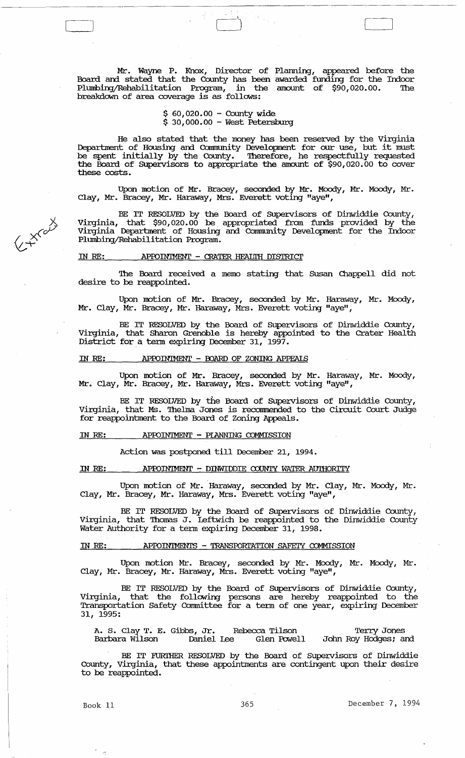Mr. Wayne P. Knox, Director of Planning, appeared before the Board and stated that the County has been awarded funding for the Indoor Plumbing/Rehabilitation Program, in the amount of $90,020.00. The breakdown of area coverage is as follows:

$ 60,020.00 - County wide
$ 30,000.00 - West Petersburg

He also stated that the money has been reserved by the Virginia Department of Housing and Community Development for our use, but it must be spent initially by the County. Therefore, he respectfully requested the Board of Supervisors to appropriate the amount of $90,020.00 to cover these costs.

Upon motion of Mr. Bracey, seconded by Mr. Moody, Mr. Moody, Mr. Clay, Mr. Bracey, Mr. Haraway, Mrs. Everett voting "aye",

BE IT RESOLVED by the Board of Supervisors of Dinwiddie County, Virginia, that $90,020.00 be appropriated from funds provided by the Virginia Department of Housing and Community Development for the Indoor Plumbing/Rehabilitation Program.

IN RE: APPOINTMENT - CRATER HEALTH DISTRICT

The Board received a memo stating that Susan Chappell did not desire to be reappointed.

Upon motion of Mr. Bracey, seconded by Mr. Haraway, Mr. Moody, Mr. Clay, Mr. Bracey, Mr. Haraway, Mrs. Everett voting "aye",

BE IT RESOLVED by the Board of Supervisors of Dinwiddie County, Virginia, that Sharon Grenoble is hereby appointed to the Crater Health District for a term expiring December 31, 1997.

IN RE: APPOINTMENT - BOARD OF ZONING APPEALS

Upon motion of Mr. Bracey, seconded by Mr. Haraway, Mr. Moody, Mr. Clay, Mr. Bracey, Mr. Haraway, Mrs. Everett voting "aye",

BE IT RESOLVED by the Board of Supervisors of Dinwiddie County, Virginia, that Ms. Thelma Jones is recommended to the Circuit Court Judge for reappointment to the Board of Zoning Appeals.

IN RE: APPOINTMENT - PLANNING COMMISSION

Action was postponed till December 21, 1994.

IN RE: APPOINTMENT - DINWIDDIE COUNTY WATER AUTHORITY

Upon motion of Mr. Haraway, seconded by Mr. Clay, Mr. Moody, Mr. Clay, Mr. Bracey, Mr. Haraway, Mrs. Everett voting "aye",

BE IT RESOLVED by the Board of Supervisors of Dinwiddie County, Virginia, that Thomas J. Leftwich be reappointed to the Dinwiddie County Water Authority for a term expiring December 31, 1998.

IN RE: APPOINTMENTS - TRANSPORTATION SAFETY COMMISSION

Upon motion Mr. Bracey, seconded by Mr. Moody, Mr. Moody, Mr. Clay, Mr. Bracey, Mr. Haraway, Mrs. Everett voting "aye",

BE IT RESOLVED by the Board of Supervisors of Dinwiddie County, Virginia, that the following persons are hereby reappointed to the Transportation Safety Committee for a term of one year, expiring December 31, 1995:

A. S. Clay T. E. Gibbs, Jr. Rebecca Tilson Terry Jones
Barbara Wilson Daniel Lee Glen Powell John Roy Hodges; and

BE IT FURTHER RESOLVED by the Board of Supervisors of Dinwiddie County, Virginia, that these appointments are contingent upon their desire to be reappointed.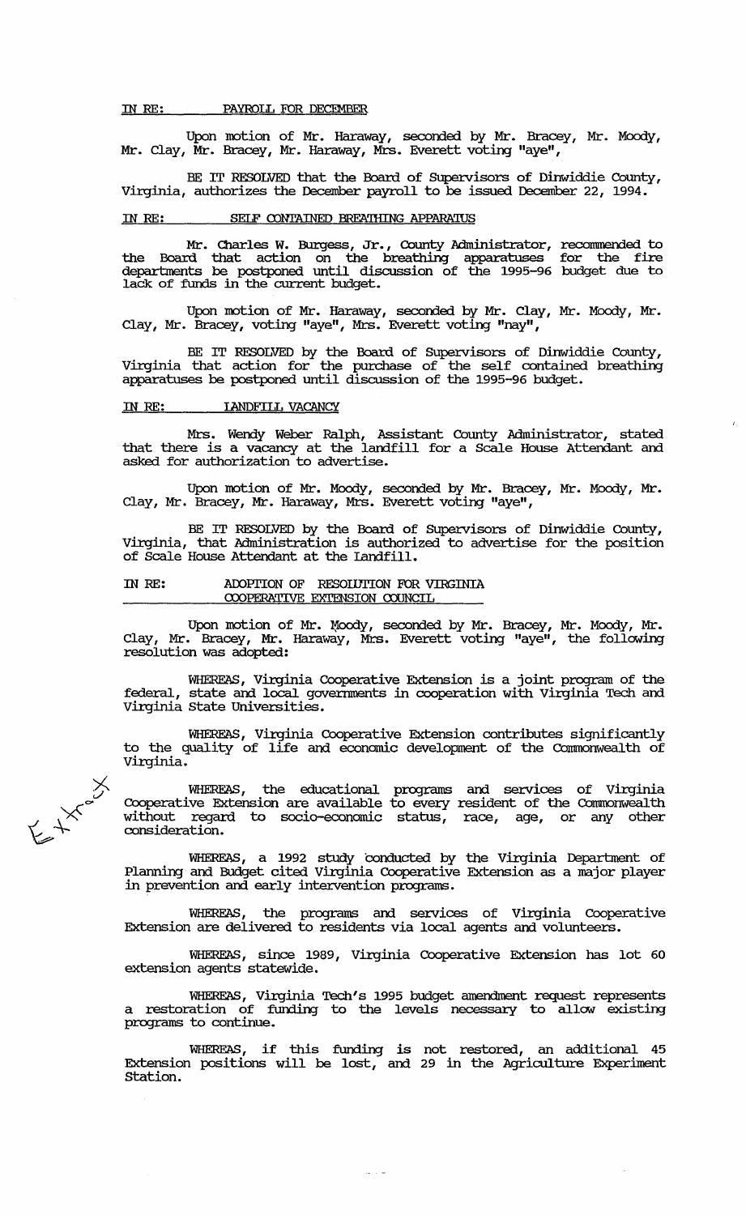IN RE: PAYROLL FOR DECEMBER

Upon motion of Mr. Haraway, seconded by Mr. Bracey, Mr. Moody, Mr. Clay, Mr. Bracey, Mr. Haraway, Mrs. Everett voting "aye",

BE IT RESOLVED that the Board of Supervisors of Dinwiddie County, Virginia, authorizes the December payroll to be issued December 22, 1994.

IN RE: SELF CONTAINED BREATHING APPARATUS

Mr. Charles W. Burgess, Jr., County Administrator, recommended to the Board that action on the breathing apparatuses for the fire departments be postponed until discussion of the 1995-96 budget due to lack of funds in the current budget.

Upon motion of Mr. Haraway, seconded by Mr. Clay, Mr. Moody, Mr. Clay, Mr. Bracey, voting "aye", Mrs. Everett voting "nay",

BE IT RESOLVED by the Board of Supervisors of Dinwiddie County, Virginia that action for the purchase of the self contained breathing apparatuses be postponed until discussion of the 1995-96 budget.

IN RE: LANDFILL VACANCY

Mrs. Wendy Weber Ralph, Assistant County Administrator, stated that there is a vacancy at the landfill for a Scale House Attendant and asked for authorization to advertise.

Upon motion of Mr. Moody, seconded by Mr. Bracey, Mr. Moody, Mr. Clay, Mr. Bracey, Mr. Haraway, Mrs. Everett voting "aye",

BE IT RESOLVED by the Board of Supervisors of Dinwiddie County, Virginia, that Administration is authorized to advertise for the position of Scale House Attendant at the Landfill.

IN RE: ADOPTION OF RESOLUTION FOR VIRGINIA COOPERATIVE EXTENSION COUNCIL

Upon motion of Mr. Moody, seconded by Mr. Bracey, Mr. Moody, Mr. Clay, Mr. Bracey, Mr. Haraway, Mrs. Everett voting "aye", the following resolution was adopted:

WHEREAS, Virginia Cooperative Extension is a joint program of the federal, state and local governments in cooperation with Virginia Tech and Virginia State Universities.

WHEREAS, Virginia Cooperative Extension contributes significantly to the quality of life and economic development of the Commonwealth of Virginia.

WHEREAS, the educational programs and services of Virginia Cooperative Extension are available to every resident of the Commonwealth without regard to socio-economic status, race, age, or any other consideration.

WHEREAS, a 1992 study conducted by the Virginia Department of Planning and Budget cited Virginia Cooperative Extension as a major player in prevention and early intervention programs.

WHEREAS, the programs and services of Virginia Cooperative Extension are delivered to residents via local agents and volunteers.

WHEREAS, since 1989, Virginia Cooperative Extension has lot 60 extension agents statewide.

WHEREAS, Virginia Tech's 1995 budget amendment request represents a restoration of funding to the levels necessary to allow existing programs to continue.

WHEREAS, if this funding is not restored, an additional 45 Extension positions will be lost, and 29 in the Agriculture Experiment Station.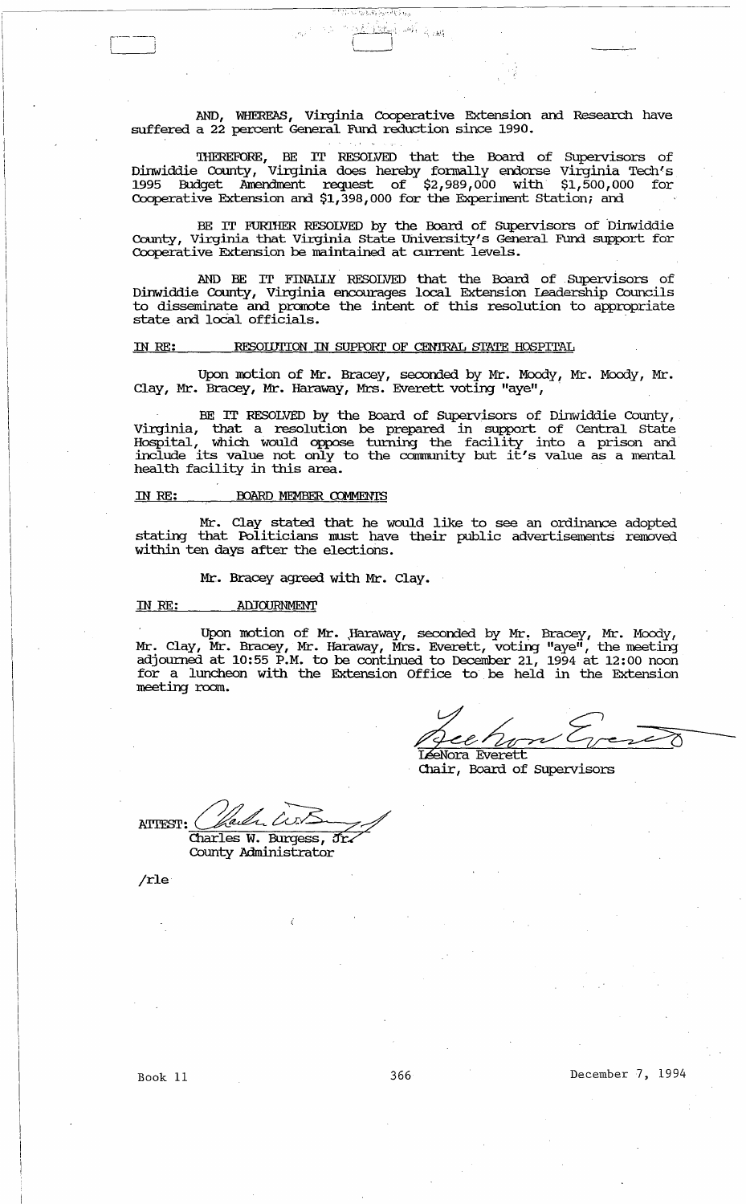AND, WHEREAS, Virginia Cooperative Extension and Research have suffered a 22 percent General Fund reduction since 1990.

THEREFORE, BE IT RESOLVED that the Board of Supervisors of Dinwiddie County, Virginia does hereby formally endorse Virginia Tech's 1995 Budget Amendment request of $2,989,000 with $1,500,000 for Cooperative Extension and $1,398,000 for the Experiment Station; and

BE IT FURTHER RESOLVED by the Board of Supervisors of Dinwiddie County, Virginia that Virginia State University's General Fund support for Cooperative Extension be maintained at current levels.

AND BE IT FINALLY RESOLVED that the Board of Supervisors of Dinwiddie County, Virginia encourages local Extension Leadership Councils to disseminate and promote the intent of this resolution to appropriate state and local officials.

IN RE: RESOLUTION IN SUPPORT OF CENTRAL STATE HOSPITAL

Upon motion of Mr. Bracey, seconded by Mr. Moody, Mr. Moody, Mr. Clay, Mr. Bracey, Mr. Haraway, Mrs. Everett voting "aye",

BE IT RESOLVED by the Board of Supervisors of Dinwiddie County, Virginia, that a resolution be prepared in support of Central State Hospital, which would oppose turning the facility into a prison and include its value not only to the community but it's value as a mental health facility in this area.

IN RE: BOARD MEMBER COMMENTS

Mr. Clay stated that he would like to see an ordinance adopted stating that Politicians must have their public advertisements removed within ten days after the elections.

Mr. Bracey agreed with Mr. Clay.

IN RE: ADJOURNMENT

Upon motion of Mr. Haraway, seconded by Mr. Bracey, Mr. Moody, Mr. Clay, Mr. Bracey, Mr. Haraway, Mrs. Everett, voting "aye", the meeting adjourned at 10:55 P.M. to be continued to December 21, 1994 at 12:00 noon for a luncheon with the Extension Office to be held in the Extension meeting room.

LeeNora Everett
Chair, Board of Supervisors

ATTEST:
Charles W. Burgess, Jr.
County Administrator

/rle